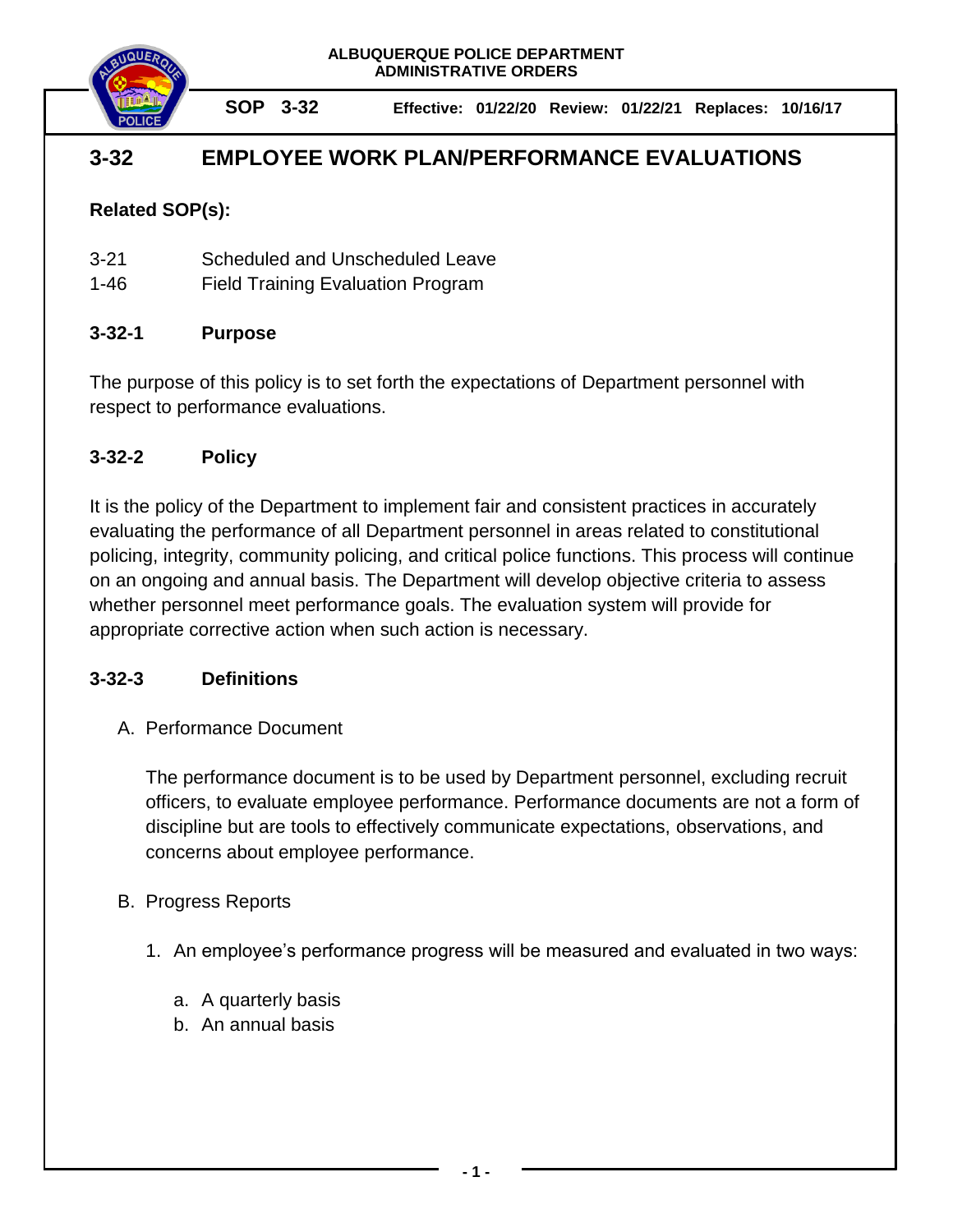**ALBUQUERQUE POLICE DEPARTMENT**
**ADMINISTRATIVE ORDERS**

**SOP 3-32** **Effective: 01/22/20 Review: 01/22/21 Replaces: 10/16/17**

# 3-32 EMPLOYEE WORK PLAN/PERFORMANCE EVALUATIONS

**Related SOP(s):**

3-21 Scheduled and Unscheduled Leave
1-46 Field Training Evaluation Program

## 3-32-1 Purpose

The purpose of this policy is to set forth the expectations of Department personnel with respect to performance evaluations.

## 3-32-2 Policy

It is the policy of the Department to implement fair and consistent practices in accurately evaluating the performance of all Department personnel in areas related to constitutional policing, integrity, community policing, and critical police functions. This process will continue on an ongoing and annual basis. The Department will develop objective criteria to assess whether personnel meet performance goals. The evaluation system will provide for appropriate corrective action when such action is necessary.

## 3-32-3 Definitions

A. Performance Document

The performance document is to be used by Department personnel, excluding recruit officers, to evaluate employee performance. Performance documents are not a form of discipline but are tools to effectively communicate expectations, observations, and concerns about employee performance.

B. Progress Reports

1. An employee's performance progress will be measured and evaluated in two ways:

a. A quarterly basis
b. An annual basis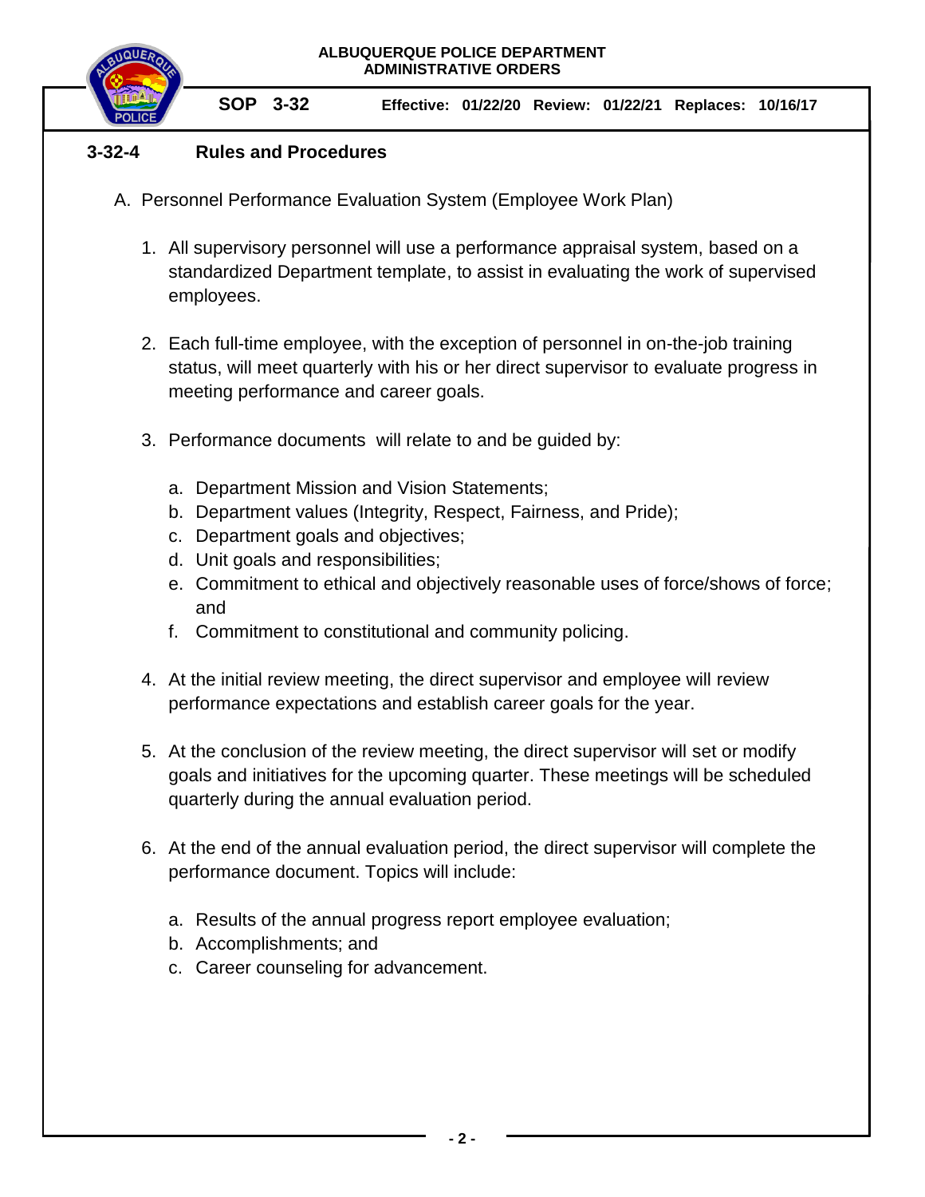## 3-32-4 Rules and Procedures

A. Personnel Performance Evaluation System (Employee Work Plan)

1. All supervisory personnel will use a performance appraisal system, based on a standardized Department template, to assist in evaluating the work of supervised employees.

2. Each full-time employee, with the exception of personnel in on-the-job training status, will meet quarterly with his or her direct supervisor to evaluate progress in meeting performance and career goals.

3. Performance documents will relate to and be guided by:

   a. Department Mission and Vision Statements;
   b. Department values (Integrity, Respect, Fairness, and Pride);
   c. Department goals and objectives;
   d. Unit goals and responsibilities;
   e. Commitment to ethical and objectively reasonable uses of force/shows of force; and
   f. Commitment to constitutional and community policing.

4. At the initial review meeting, the direct supervisor and employee will review performance expectations and establish career goals for the year.

5. At the conclusion of the review meeting, the direct supervisor will set or modify goals and initiatives for the upcoming quarter. These meetings will be scheduled quarterly during the annual evaluation period.

6. At the end of the annual evaluation period, the direct supervisor will complete the performance document. Topics will include:

   a. Results of the annual progress report employee evaluation;
   b. Accomplishments; and
   c. Career counseling for advancement.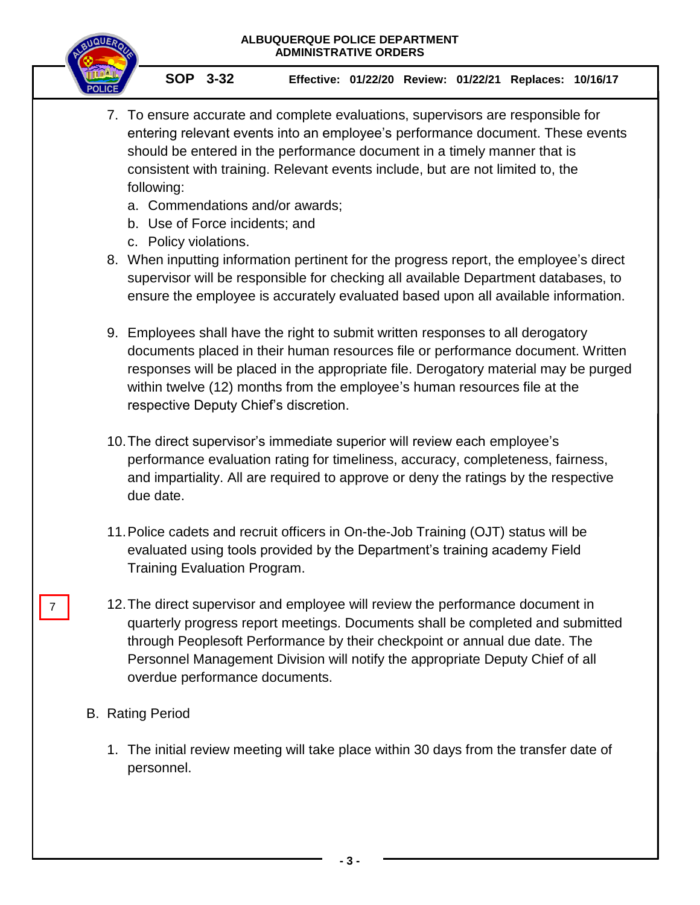7. To ensure accurate and complete evaluations, supervisors are responsible for entering relevant events into an employee's performance document. These events should be entered in the performance document in a timely manner that is consistent with training. Relevant events include, but are not limited to, the following:
   a. Commendations and/or awards;
   b. Use of Force incidents; and
   c. Policy violations.
8. When inputting information pertinent for the progress report, the employee's direct supervisor will be responsible for checking all available Department databases, to ensure the employee is accurately evaluated based upon all available information.

9. Employees shall have the right to submit written responses to all derogatory documents placed in their human resources file or performance document. Written responses will be placed in the appropriate file. Derogatory material may be purged within twelve (12) months from the employee's human resources file at the respective Deputy Chief's discretion.

10. The direct supervisor's immediate superior will review each employee's performance evaluation rating for timeliness, accuracy, completeness, fairness, and impartiality. All are required to approve or deny the ratings by the respective due date.

11. Police cadets and recruit officers in On-the-Job Training (OJT) status will be evaluated using tools provided by the Department's training academy Field Training Evaluation Program.

7

12. The direct supervisor and employee will review the performance document in quarterly progress report meetings. Documents shall be completed and submitted through Peoplesoft Performance by their checkpoint or annual due date. The Personnel Management Division will notify the appropriate Deputy Chief of all overdue performance documents.

B. Rating Period

   1. The initial review meeting will take place within 30 days from the transfer date of personnel.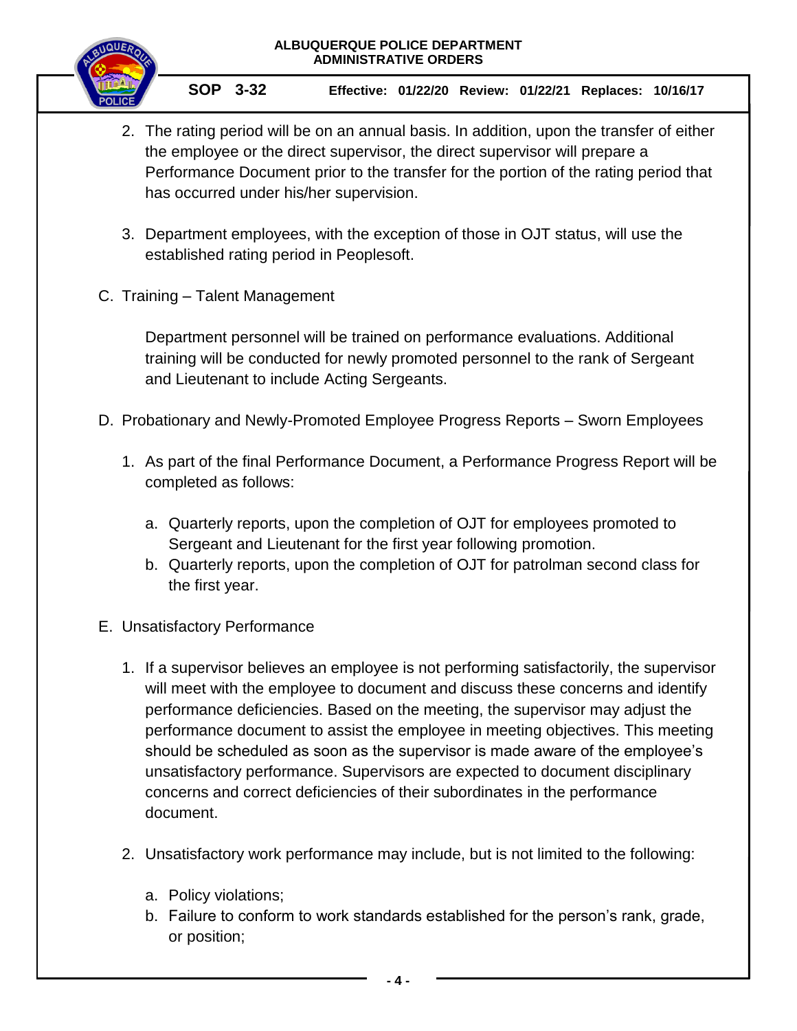2. The rating period will be on an annual basis. In addition, upon the transfer of either the employee or the direct supervisor, the direct supervisor will prepare a Performance Document prior to the transfer for the portion of the rating period that has occurred under his/her supervision.

3. Department employees, with the exception of those in OJT status, will use the established rating period in Peoplesoft.

C. Training – Talent Management

   Department personnel will be trained on performance evaluations. Additional training will be conducted for newly promoted personnel to the rank of Sergeant and Lieutenant to include Acting Sergeants.

D. Probationary and Newly-Promoted Employee Progress Reports – Sworn Employees

   1. As part of the final Performance Document, a Performance Progress Report will be completed as follows:

      a. Quarterly reports, upon the completion of OJT for employees promoted to Sergeant and Lieutenant for the first year following promotion.
      b. Quarterly reports, upon the completion of OJT for patrolman second class for the first year.

E. Unsatisfactory Performance

   1. If a supervisor believes an employee is not performing satisfactorily, the supervisor will meet with the employee to document and discuss these concerns and identify performance deficiencies. Based on the meeting, the supervisor may adjust the performance document to assist the employee in meeting objectives. This meeting should be scheduled as soon as the supervisor is made aware of the employee's unsatisfactory performance. Supervisors are expected to document disciplinary concerns and correct deficiencies of their subordinates in the performance document.

   2. Unsatisfactory work performance may include, but is not limited to the following:

      a. Policy violations;
      b. Failure to conform to work standards established for the person's rank, grade, or position;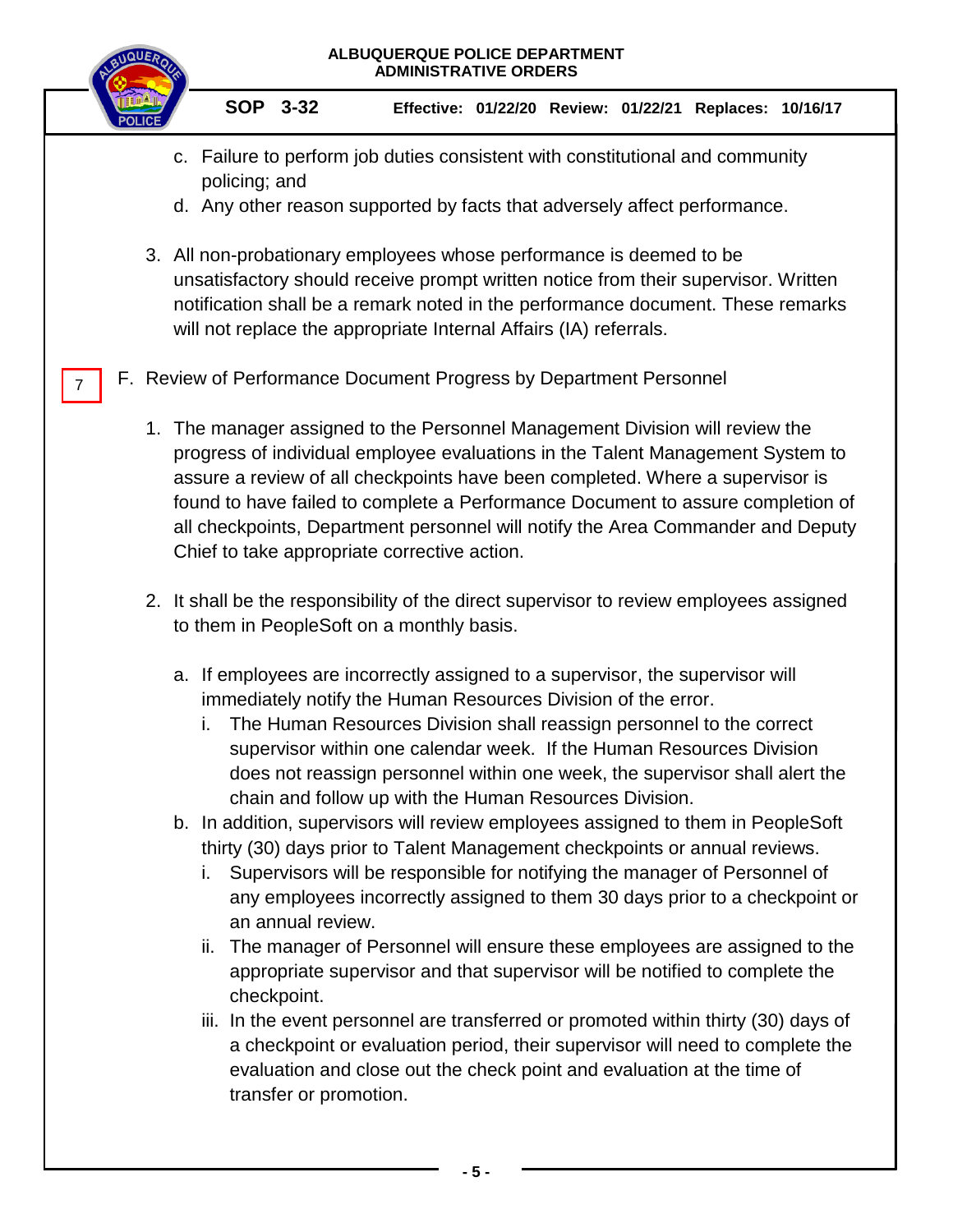c. Failure to perform job duties consistent with constitutional and community policing; and
d. Any other reason supported by facts that adversely affect performance.

3. All non-probationary employees whose performance is deemed to be unsatisfactory should receive prompt written notice from their supervisor. Written notification shall be a remark noted in the performance document. These remarks will not replace the appropriate Internal Affairs (IA) referrals.

7

F. Review of Performance Document Progress by Department Personnel

1. The manager assigned to the Personnel Management Division will review the progress of individual employee evaluations in the Talent Management System to assure a review of all checkpoints have been completed. Where a supervisor is found to have failed to complete a Performance Document to assure completion of all checkpoints, Department personnel will notify the Area Commander and Deputy Chief to take appropriate corrective action.

2. It shall be the responsibility of the direct supervisor to review employees assigned to them in PeopleSoft on a monthly basis.

   a. If employees are incorrectly assigned to a supervisor, the supervisor will immediately notify the Human Resources Division of the error.
      i. The Human Resources Division shall reassign personnel to the correct supervisor within one calendar week. If the Human Resources Division does not reassign personnel within one week, the supervisor shall alert the chain and follow up with the Human Resources Division.
   b. In addition, supervisors will review employees assigned to them in PeopleSoft thirty (30) days prior to Talent Management checkpoints or annual reviews.
      i. Supervisors will be responsible for notifying the manager of Personnel of any employees incorrectly assigned to them 30 days prior to a checkpoint or an annual review.
      ii. The manager of Personnel will ensure these employees are assigned to the appropriate supervisor and that supervisor will be notified to complete the checkpoint.
      iii. In the event personnel are transferred or promoted within thirty (30) days of a checkpoint or evaluation period, their supervisor will need to complete the evaluation and close out the check point and evaluation at the time of transfer or promotion.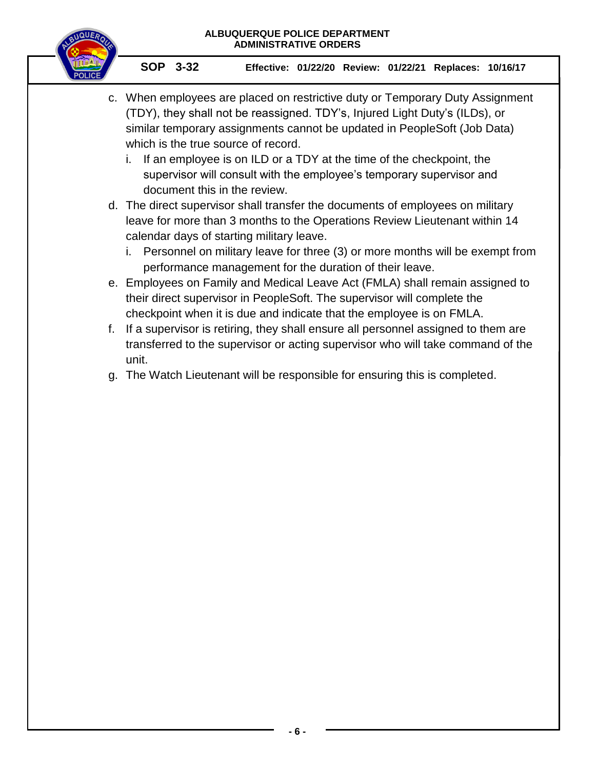c. When employees are placed on restrictive duty or Temporary Duty Assignment (TDY), they shall not be reassigned. TDY's, Injured Light Duty's (ILDs), or similar temporary assignments cannot be updated in PeopleSoft (Job Data) which is the true source of record.
   i. If an employee is on ILD or a TDY at the time of the checkpoint, the supervisor will consult with the employee's temporary supervisor and document this in the review.

d. The direct supervisor shall transfer the documents of employees on military leave for more than 3 months to the Operations Review Lieutenant within 14 calendar days of starting military leave.
   i. Personnel on military leave for three (3) or more months will be exempt from performance management for the duration of their leave.

e. Employees on Family and Medical Leave Act (FMLA) shall remain assigned to their direct supervisor in PeopleSoft. The supervisor will complete the checkpoint when it is due and indicate that the employee is on FMLA.

f. If a supervisor is retiring, they shall ensure all personnel assigned to them are transferred to the supervisor or acting supervisor who will take command of the unit.

g. The Watch Lieutenant will be responsible for ensuring this is completed.